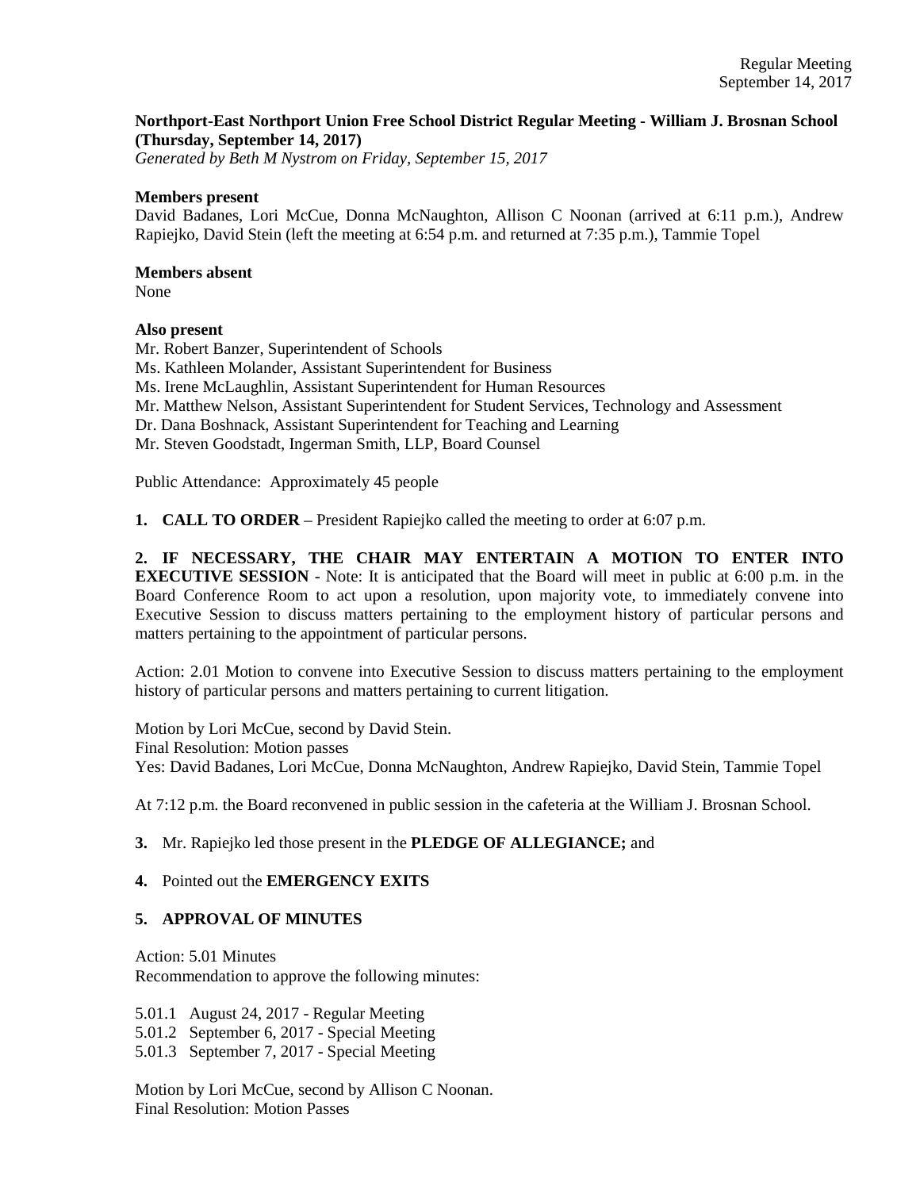**Northport-East Northport Union Free School District Regular Meeting - William J. Brosnan School (Thursday, September 14, 2017)**

*Generated by Beth M Nystrom on Friday, September 15, 2017*

**Members present**

David Badanes, Lori McCue, Donna McNaughton, Allison C Noonan (arrived at 6:11 p.m.), Andrew Rapiejko, David Stein (left the meeting at 6:54 p.m. and returned at 7:35 p.m.), Tammie Topel

**Members absent**

None

**Also present**

Mr. Robert Banzer, Superintendent of Schools
Ms. Kathleen Molander, Assistant Superintendent for Business
Ms. Irene McLaughlin, Assistant Superintendent for Human Resources
Mr. Matthew Nelson, Assistant Superintendent for Student Services, Technology and Assessment
Dr. Dana Boshnack, Assistant Superintendent for Teaching and Learning
Mr. Steven Goodstadt, Ingerman Smith, LLP, Board Counsel

Public Attendance: Approximately 45 people

**1. CALL TO ORDER** – President Rapiejko called the meeting to order at 6:07 p.m.

**2. IF NECESSARY, THE CHAIR MAY ENTERTAIN A MOTION TO ENTER INTO EXECUTIVE SESSION** - Note: It is anticipated that the Board will meet in public at 6:00 p.m. in the Board Conference Room to act upon a resolution, upon majority vote, to immediately convene into Executive Session to discuss matters pertaining to the employment history of particular persons and matters pertaining to the appointment of particular persons.

Action: 2.01 Motion to convene into Executive Session to discuss matters pertaining to the employment history of particular persons and matters pertaining to current litigation.

Motion by Lori McCue, second by David Stein.
Final Resolution: Motion passes
Yes: David Badanes, Lori McCue, Donna McNaughton, Andrew Rapiejko, David Stein, Tammie Topel

At 7:12 p.m. the Board reconvened in public session in the cafeteria at the William J. Brosnan School.

**3.** Mr. Rapiejko led those present in the **PLEDGE OF ALLEGIANCE;** and

**4.** Pointed out the **EMERGENCY EXITS**

**5. APPROVAL OF MINUTES**

Action: 5.01 Minutes
Recommendation to approve the following minutes:

5.01.1 August 24, 2017 - Regular Meeting
5.01.2 September 6, 2017 - Special Meeting
5.01.3 September 7, 2017 - Special Meeting

Motion by Lori McCue, second by Allison C Noonan.
Final Resolution: Motion Passes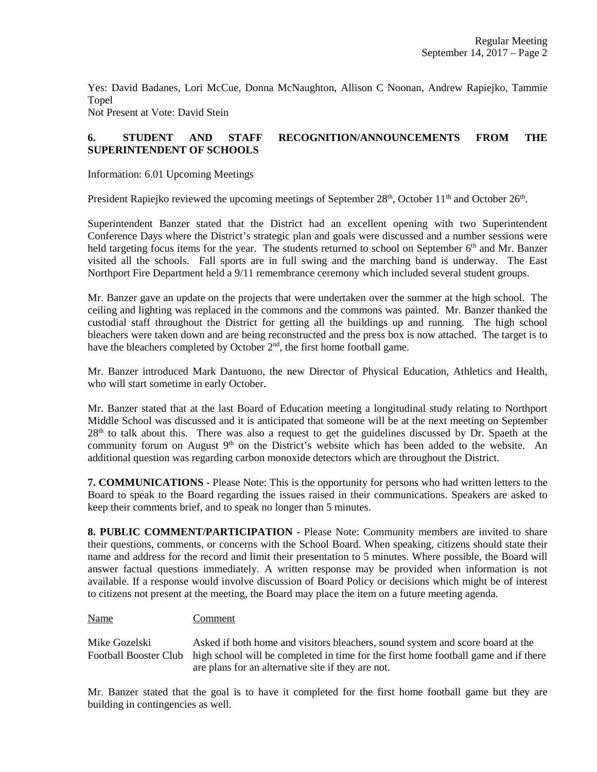Yes: David Badanes, Lori McCue, Donna McNaughton, Allison C Noonan, Andrew Rapiejko, Tammie Topel
Not Present at Vote: David Stein

**6. STUDENT AND STAFF RECOGNITION/ANNOUNCEMENTS FROM THE SUPERINTENDENT OF SCHOOLS**

Information: 6.01 Upcoming Meetings

President Rapiejko reviewed the upcoming meetings of September 28th, October 11th and October 26th.

Superintendent Banzer stated that the District had an excellent opening with two Superintendent Conference Days where the District's strategic plan and goals were discussed and a number sessions were held targeting focus items for the year. The students returned to school on September 6th and Mr. Banzer visited all the schools. Fall sports are in full swing and the marching band is underway. The East Northport Fire Department held a 9/11 remembrance ceremony which included several student groups.

Mr. Banzer gave an update on the projects that were undertaken over the summer at the high school. The ceiling and lighting was replaced in the commons and the commons was painted. Mr. Banzer thanked the custodial staff throughout the District for getting all the buildings up and running. The high school bleachers were taken down and are being reconstructed and the press box is now attached. The target is to have the bleachers completed by October 2nd, the first home football game.

Mr. Banzer introduced Mark Dantuono, the new Director of Physical Education, Athletics and Health, who will start sometime in early October.

Mr. Banzer stated that at the last Board of Education meeting a longitudinal study relating to Northport Middle School was discussed and it is anticipated that someone will be at the next meeting on September 28th to talk about this. There was also a request to get the guidelines discussed by Dr. Spaeth at the community forum on August 9th on the District's website which has been added to the website. An additional question was regarding carbon monoxide detectors which are throughout the District.

**7. COMMUNICATIONS** - Please Note: This is the opportunity for persons who had written letters to the Board to speak to the Board regarding the issues raised in their communications. Speakers are asked to keep their comments brief, and to speak no longer than 5 minutes.

**8. PUBLIC COMMENT/PARTICIPATION** - Please Note: Community members are invited to share their questions, comments, or concerns with the School Board. When speaking, citizens should state their name and address for the record and limit their presentation to 5 minutes. Where possible, the Board will answer factual questions immediately. A written response may be provided when information is not available. If a response would involve discussion of Board Policy or decisions which might be of interest to citizens not present at the meeting, the Board may place the item on a future meeting agenda.

| Name | Comment |
|---|---|
| Mike Gozelski<br>Football Booster Club | Asked if both home and visitors bleachers, sound system and score board at the high school will be completed in time for the first home football game and if there are plans for an alternative site if they are not. |

Mr. Banzer stated that the goal is to have it completed for the first home football game but they are building in contingencies as well.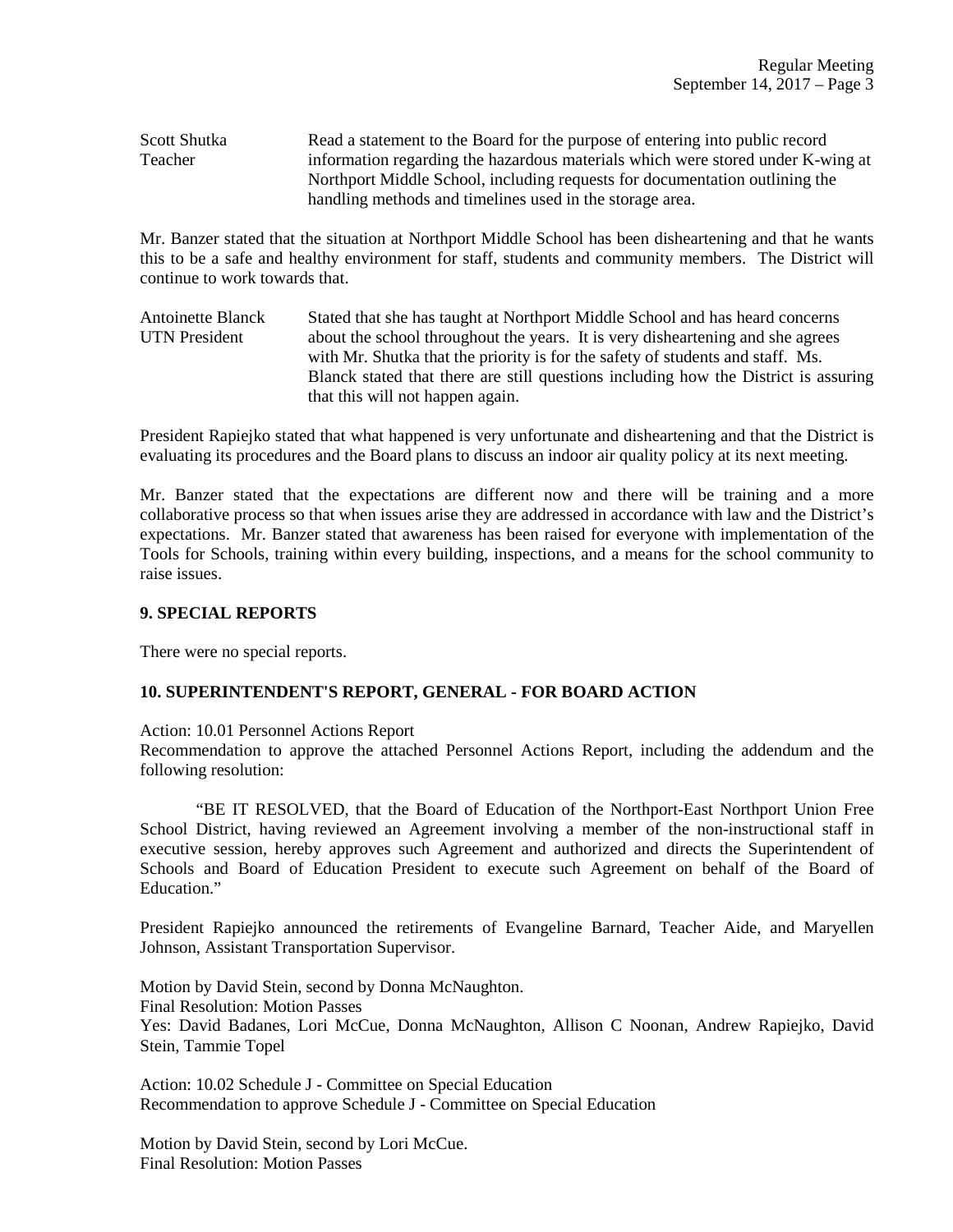Scott Shutka
Teacher

Read a statement to the Board for the purpose of entering into public record information regarding the hazardous materials which were stored under K-wing at Northport Middle School, including requests for documentation outlining the handling methods and timelines used in the storage area.

Mr. Banzer stated that the situation at Northport Middle School has been disheartening and that he wants this to be a safe and healthy environment for staff, students and community members. The District will continue to work towards that.

Antoinette Blanck
UTN President

Stated that she has taught at Northport Middle School and has heard concerns about the school throughout the years. It is very disheartening and she agrees with Mr. Shutka that the priority is for the safety of students and staff. Ms. Blanck stated that there are still questions including how the District is assuring that this will not happen again.

President Rapiejko stated that what happened is very unfortunate and disheartening and that the District is evaluating its procedures and the Board plans to discuss an indoor air quality policy at its next meeting.

Mr. Banzer stated that the expectations are different now and there will be training and a more collaborative process so that when issues arise they are addressed in accordance with law and the District's expectations. Mr. Banzer stated that awareness has been raised for everyone with implementation of the Tools for Schools, training within every building, inspections, and a means for the school community to raise issues.

**9. SPECIAL REPORTS**

There were no special reports.

**10. SUPERINTENDENT'S REPORT, GENERAL - FOR BOARD ACTION**

Action: 10.01 Personnel Actions Report
Recommendation to approve the attached Personnel Actions Report, including the addendum and the following resolution:

"BE IT RESOLVED, that the Board of Education of the Northport-East Northport Union Free School District, having reviewed an Agreement involving a member of the non-instructional staff in executive session, hereby approves such Agreement and authorized and directs the Superintendent of Schools and Board of Education President to execute such Agreement on behalf of the Board of Education."

President Rapiejko announced the retirements of Evangeline Barnard, Teacher Aide, and Maryellen Johnson, Assistant Transportation Supervisor.

Motion by David Stein, second by Donna McNaughton.
Final Resolution: Motion Passes
Yes: David Badanes, Lori McCue, Donna McNaughton, Allison C Noonan, Andrew Rapiejko, David Stein, Tammie Topel

Action: 10.02 Schedule J - Committee on Special Education
Recommendation to approve Schedule J - Committee on Special Education

Motion by David Stein, second by Lori McCue.
Final Resolution: Motion Passes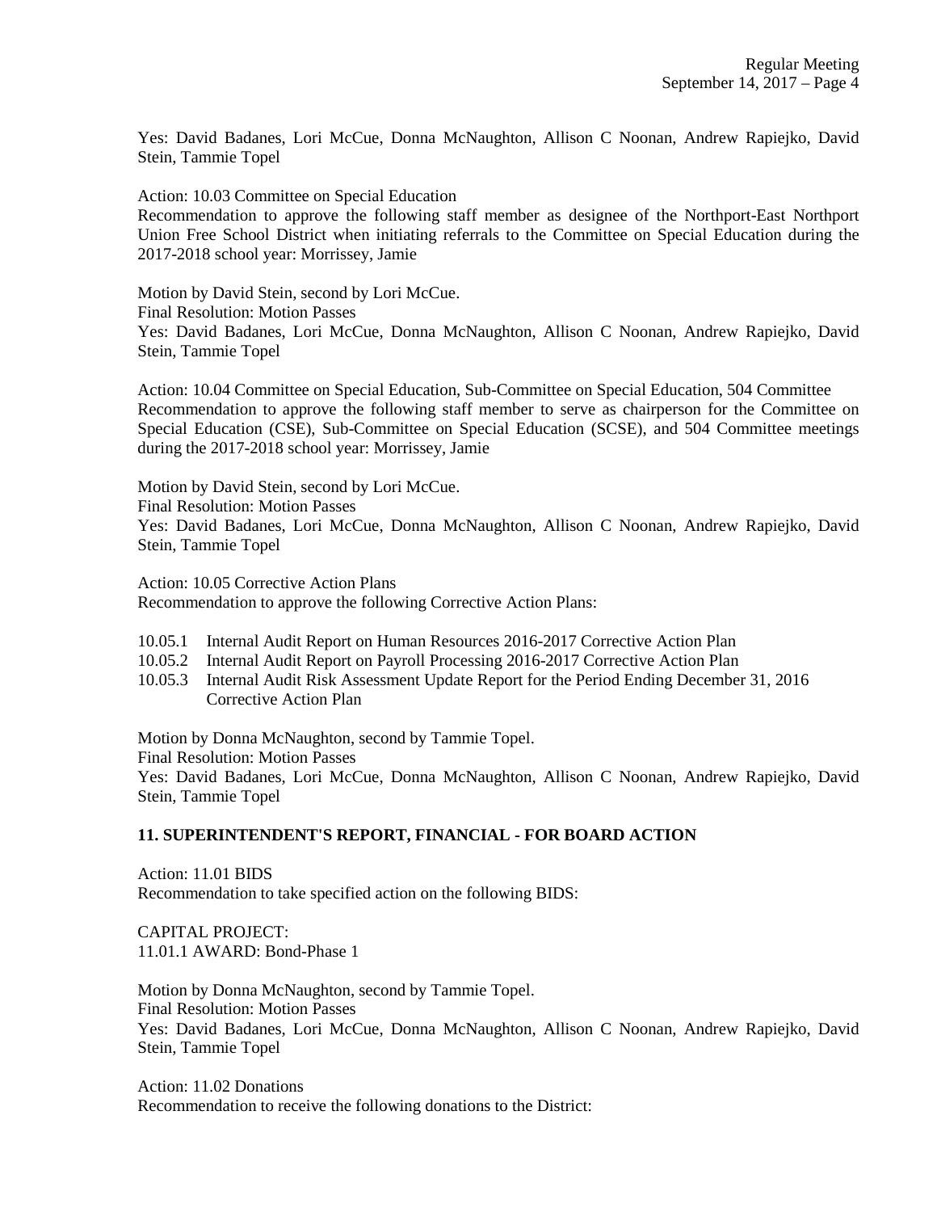Yes: David Badanes, Lori McCue, Donna McNaughton, Allison C Noonan, Andrew Rapiejko, David Stein, Tammie Topel

Action: 10.03 Committee on Special Education
Recommendation to approve the following staff member as designee of the Northport-East Northport Union Free School District when initiating referrals to the Committee on Special Education during the 2017-2018 school year: Morrissey, Jamie

Motion by David Stein, second by Lori McCue.
Final Resolution: Motion Passes
Yes: David Badanes, Lori McCue, Donna McNaughton, Allison C Noonan, Andrew Rapiejko, David Stein, Tammie Topel

Action: 10.04 Committee on Special Education, Sub-Committee on Special Education, 504 Committee
Recommendation to approve the following staff member to serve as chairperson for the Committee on Special Education (CSE), Sub-Committee on Special Education (SCSE), and 504 Committee meetings during the 2017-2018 school year: Morrissey, Jamie

Motion by David Stein, second by Lori McCue.
Final Resolution: Motion Passes
Yes: David Badanes, Lori McCue, Donna McNaughton, Allison C Noonan, Andrew Rapiejko, David Stein, Tammie Topel

Action: 10.05 Corrective Action Plans
Recommendation to approve the following Corrective Action Plans:

- 10.05.1 Internal Audit Report on Human Resources 2016-2017 Corrective Action Plan
- 10.05.2 Internal Audit Report on Payroll Processing 2016-2017 Corrective Action Plan
- 10.05.3 Internal Audit Risk Assessment Update Report for the Period Ending December 31, 2016 Corrective Action Plan

Motion by Donna McNaughton, second by Tammie Topel.
Final Resolution: Motion Passes
Yes: David Badanes, Lori McCue, Donna McNaughton, Allison C Noonan, Andrew Rapiejko, David Stein, Tammie Topel

**11. SUPERINTENDENT'S REPORT, FINANCIAL - FOR BOARD ACTION**

Action: 11.01 BIDS
Recommendation to take specified action on the following BIDS:

CAPITAL PROJECT:
11.01.1 AWARD: Bond-Phase 1

Motion by Donna McNaughton, second by Tammie Topel.
Final Resolution: Motion Passes
Yes: David Badanes, Lori McCue, Donna McNaughton, Allison C Noonan, Andrew Rapiejko, David Stein, Tammie Topel

Action: 11.02 Donations
Recommendation to receive the following donations to the District: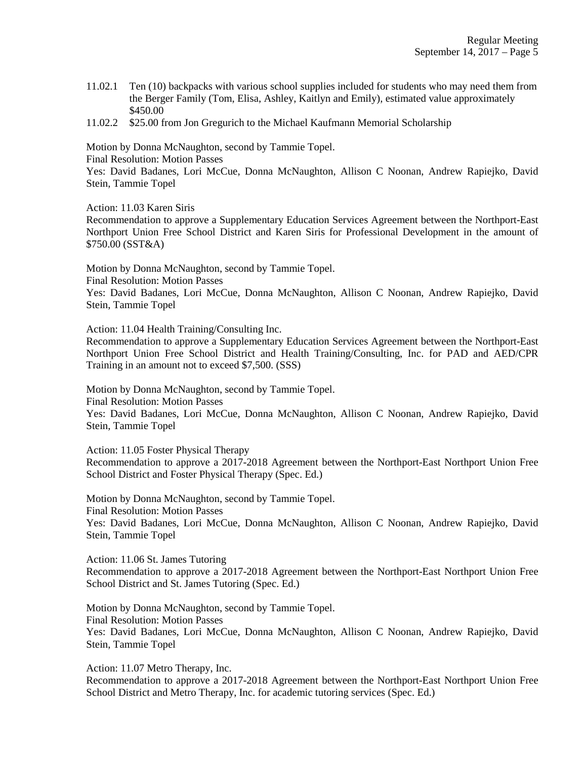11.02.1 Ten (10) backpacks with various school supplies included for students who may need them from the Berger Family (Tom, Elisa, Ashley, Kaitlyn and Emily), estimated value approximately $450.00

11.02.2 $25.00 from Jon Gregurich to the Michael Kaufmann Memorial Scholarship

Motion by Donna McNaughton, second by Tammie Topel.
Final Resolution: Motion Passes
Yes: David Badanes, Lori McCue, Donna McNaughton, Allison C Noonan, Andrew Rapiejko, David Stein, Tammie Topel

Action: 11.03 Karen Siris
Recommendation to approve a Supplementary Education Services Agreement between the Northport-East Northport Union Free School District and Karen Siris for Professional Development in the amount of $750.00 (SST&A)

Motion by Donna McNaughton, second by Tammie Topel.
Final Resolution: Motion Passes
Yes: David Badanes, Lori McCue, Donna McNaughton, Allison C Noonan, Andrew Rapiejko, David Stein, Tammie Topel

Action: 11.04 Health Training/Consulting Inc.
Recommendation to approve a Supplementary Education Services Agreement between the Northport-East Northport Union Free School District and Health Training/Consulting, Inc. for PAD and AED/CPR Training in an amount not to exceed $7,500. (SSS)

Motion by Donna McNaughton, second by Tammie Topel.
Final Resolution: Motion Passes
Yes: David Badanes, Lori McCue, Donna McNaughton, Allison C Noonan, Andrew Rapiejko, David Stein, Tammie Topel

Action: 11.05 Foster Physical Therapy
Recommendation to approve a 2017-2018 Agreement between the Northport-East Northport Union Free School District and Foster Physical Therapy (Spec. Ed.)

Motion by Donna McNaughton, second by Tammie Topel.
Final Resolution: Motion Passes
Yes: David Badanes, Lori McCue, Donna McNaughton, Allison C Noonan, Andrew Rapiejko, David Stein, Tammie Topel

Action: 11.06 St. James Tutoring
Recommendation to approve a 2017-2018 Agreement between the Northport-East Northport Union Free School District and St. James Tutoring (Spec. Ed.)

Motion by Donna McNaughton, second by Tammie Topel.
Final Resolution: Motion Passes
Yes: David Badanes, Lori McCue, Donna McNaughton, Allison C Noonan, Andrew Rapiejko, David Stein, Tammie Topel

Action: 11.07 Metro Therapy, Inc.
Recommendation to approve a 2017-2018 Agreement between the Northport-East Northport Union Free School District and Metro Therapy, Inc. for academic tutoring services (Spec. Ed.)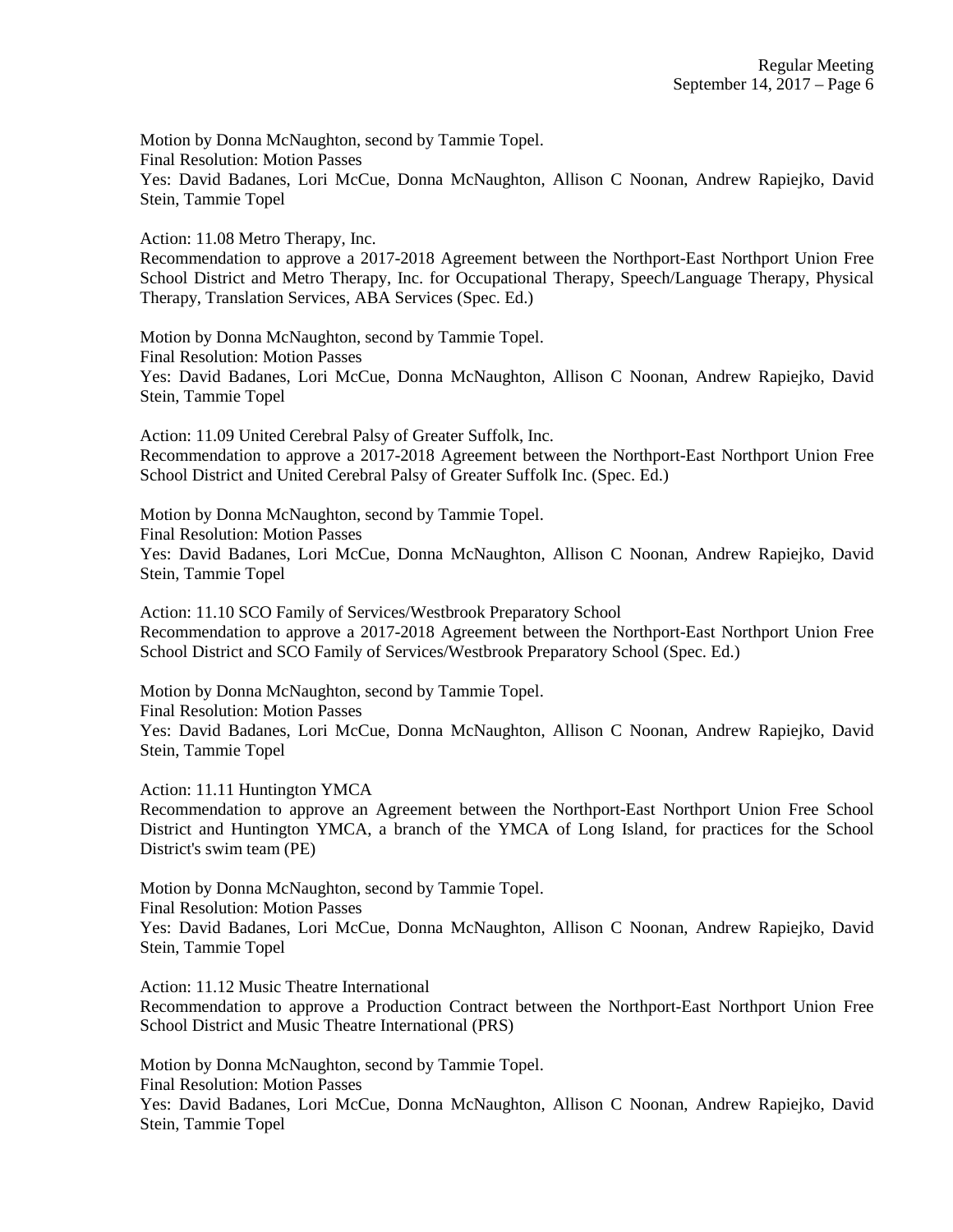Motion by Donna McNaughton, second by Tammie Topel.
Final Resolution: Motion Passes
Yes: David Badanes, Lori McCue, Donna McNaughton, Allison C Noonan, Andrew Rapiejko, David Stein, Tammie Topel

Action: 11.08 Metro Therapy, Inc.
Recommendation to approve a 2017-2018 Agreement between the Northport-East Northport Union Free School District and Metro Therapy, Inc. for Occupational Therapy, Speech/Language Therapy, Physical Therapy, Translation Services, ABA Services (Spec. Ed.)

Motion by Donna McNaughton, second by Tammie Topel.
Final Resolution: Motion Passes
Yes: David Badanes, Lori McCue, Donna McNaughton, Allison C Noonan, Andrew Rapiejko, David Stein, Tammie Topel

Action: 11.09 United Cerebral Palsy of Greater Suffolk, Inc.
Recommendation to approve a 2017-2018 Agreement between the Northport-East Northport Union Free School District and United Cerebral Palsy of Greater Suffolk Inc. (Spec. Ed.)

Motion by Donna McNaughton, second by Tammie Topel.
Final Resolution: Motion Passes
Yes: David Badanes, Lori McCue, Donna McNaughton, Allison C Noonan, Andrew Rapiejko, David Stein, Tammie Topel

Action: 11.10 SCO Family of Services/Westbrook Preparatory School
Recommendation to approve a 2017-2018 Agreement between the Northport-East Northport Union Free School District and SCO Family of Services/Westbrook Preparatory School (Spec. Ed.)

Motion by Donna McNaughton, second by Tammie Topel.
Final Resolution: Motion Passes
Yes: David Badanes, Lori McCue, Donna McNaughton, Allison C Noonan, Andrew Rapiejko, David Stein, Tammie Topel

Action: 11.11 Huntington YMCA
Recommendation to approve an Agreement between the Northport-East Northport Union Free School District and Huntington YMCA, a branch of the YMCA of Long Island, for practices for the School District's swim team (PE)

Motion by Donna McNaughton, second by Tammie Topel.
Final Resolution: Motion Passes
Yes: David Badanes, Lori McCue, Donna McNaughton, Allison C Noonan, Andrew Rapiejko, David Stein, Tammie Topel

Action: 11.12 Music Theatre International
Recommendation to approve a Production Contract between the Northport-East Northport Union Free School District and Music Theatre International (PRS)

Motion by Donna McNaughton, second by Tammie Topel.
Final Resolution: Motion Passes
Yes: David Badanes, Lori McCue, Donna McNaughton, Allison C Noonan, Andrew Rapiejko, David Stein, Tammie Topel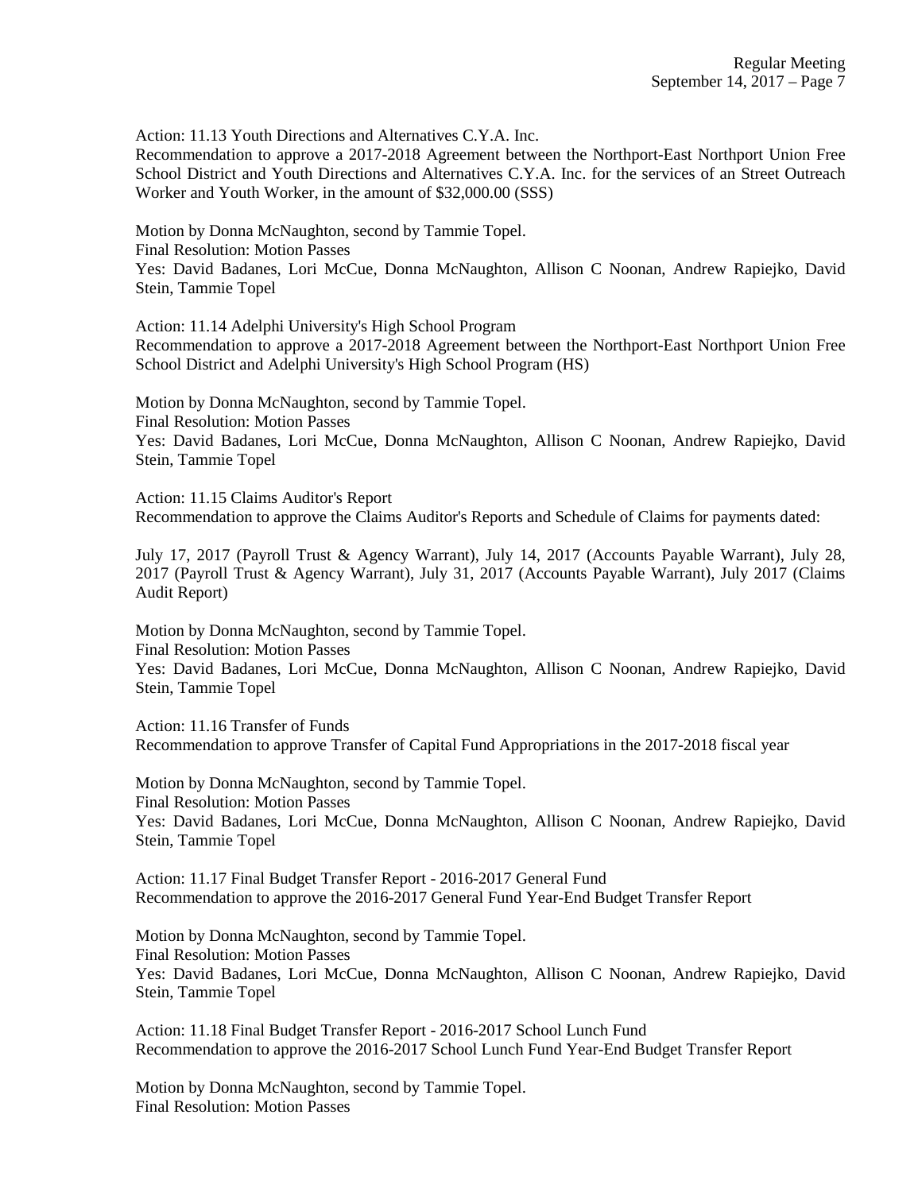Action: 11.13 Youth Directions and Alternatives C.Y.A. Inc.
Recommendation to approve a 2017-2018 Agreement between the Northport-East Northport Union Free School District and Youth Directions and Alternatives C.Y.A. Inc. for the services of an Street Outreach Worker and Youth Worker, in the amount of $32,000.00 (SSS)

Motion by Donna McNaughton, second by Tammie Topel.
Final Resolution: Motion Passes
Yes: David Badanes, Lori McCue, Donna McNaughton, Allison C Noonan, Andrew Rapiejko, David Stein, Tammie Topel

Action: 11.14 Adelphi University's High School Program
Recommendation to approve a 2017-2018 Agreement between the Northport-East Northport Union Free School District and Adelphi University's High School Program (HS)

Motion by Donna McNaughton, second by Tammie Topel.
Final Resolution: Motion Passes
Yes: David Badanes, Lori McCue, Donna McNaughton, Allison C Noonan, Andrew Rapiejko, David Stein, Tammie Topel

Action: 11.15 Claims Auditor's Report
Recommendation to approve the Claims Auditor's Reports and Schedule of Claims for payments dated:

July 17, 2017 (Payroll Trust & Agency Warrant), July 14, 2017 (Accounts Payable Warrant), July 28, 2017 (Payroll Trust & Agency Warrant), July 31, 2017 (Accounts Payable Warrant), July 2017 (Claims Audit Report)

Motion by Donna McNaughton, second by Tammie Topel.
Final Resolution: Motion Passes
Yes: David Badanes, Lori McCue, Donna McNaughton, Allison C Noonan, Andrew Rapiejko, David Stein, Tammie Topel

Action: 11.16 Transfer of Funds
Recommendation to approve Transfer of Capital Fund Appropriations in the 2017-2018 fiscal year

Motion by Donna McNaughton, second by Tammie Topel.
Final Resolution: Motion Passes
Yes: David Badanes, Lori McCue, Donna McNaughton, Allison C Noonan, Andrew Rapiejko, David Stein, Tammie Topel

Action: 11.17 Final Budget Transfer Report - 2016-2017 General Fund
Recommendation to approve the 2016-2017 General Fund Year-End Budget Transfer Report

Motion by Donna McNaughton, second by Tammie Topel.
Final Resolution: Motion Passes
Yes: David Badanes, Lori McCue, Donna McNaughton, Allison C Noonan, Andrew Rapiejko, David Stein, Tammie Topel

Action: 11.18 Final Budget Transfer Report - 2016-2017 School Lunch Fund
Recommendation to approve the 2016-2017 School Lunch Fund Year-End Budget Transfer Report

Motion by Donna McNaughton, second by Tammie Topel.
Final Resolution: Motion Passes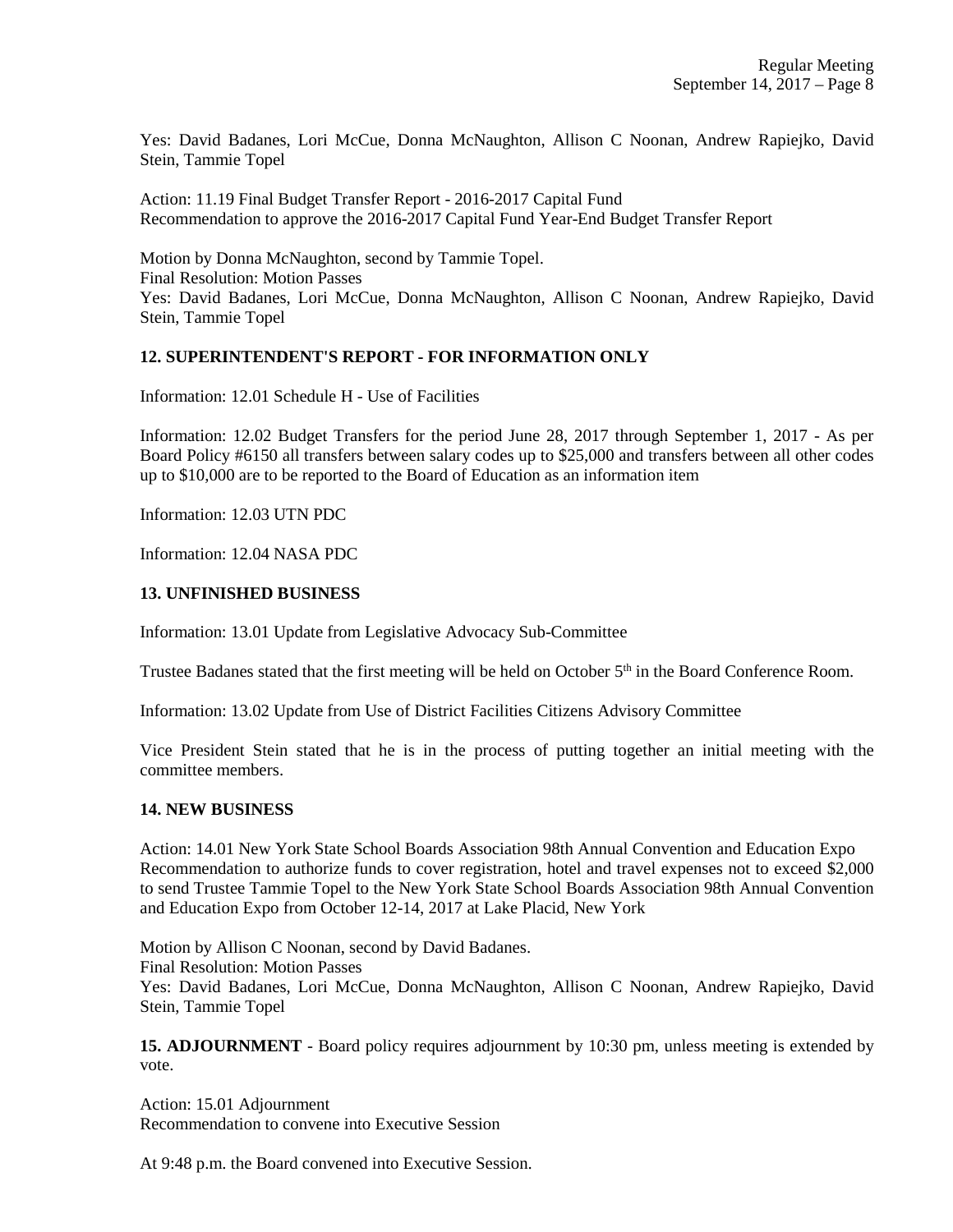Yes: David Badanes, Lori McCue, Donna McNaughton, Allison C Noonan, Andrew Rapiejko, David Stein, Tammie Topel

Action: 11.19 Final Budget Transfer Report - 2016-2017 Capital Fund
Recommendation to approve the 2016-2017 Capital Fund Year-End Budget Transfer Report

Motion by Donna McNaughton, second by Tammie Topel.
Final Resolution: Motion Passes
Yes: David Badanes, Lori McCue, Donna McNaughton, Allison C Noonan, Andrew Rapiejko, David Stein, Tammie Topel

## 12. SUPERINTENDENT'S REPORT - FOR INFORMATION ONLY

Information: 12.01 Schedule H - Use of Facilities

Information: 12.02 Budget Transfers for the period June 28, 2017 through September 1, 2017 - As per Board Policy #6150 all transfers between salary codes up to $25,000 and transfers between all other codes up to $10,000 are to be reported to the Board of Education as an information item

Information: 12.03 UTN PDC

Information: 12.04 NASA PDC

## 13. UNFINISHED BUSINESS

Information: 13.01 Update from Legislative Advocacy Sub-Committee

Trustee Badanes stated that the first meeting will be held on October 5th in the Board Conference Room.

Information: 13.02 Update from Use of District Facilities Citizens Advisory Committee

Vice President Stein stated that he is in the process of putting together an initial meeting with the committee members.

## 14. NEW BUSINESS

Action: 14.01 New York State School Boards Association 98th Annual Convention and Education Expo
Recommendation to authorize funds to cover registration, hotel and travel expenses not to exceed $2,000 to send Trustee Tammie Topel to the New York State School Boards Association 98th Annual Convention and Education Expo from October 12-14, 2017 at Lake Placid, New York

Motion by Allison C Noonan, second by David Badanes.
Final Resolution: Motion Passes
Yes: David Badanes, Lori McCue, Donna McNaughton, Allison C Noonan, Andrew Rapiejko, David Stein, Tammie Topel

**15. ADJOURNMENT** - Board policy requires adjournment by 10:30 pm, unless meeting is extended by vote.

Action: 15.01 Adjournment
Recommendation to convene into Executive Session

At 9:48 p.m. the Board convened into Executive Session.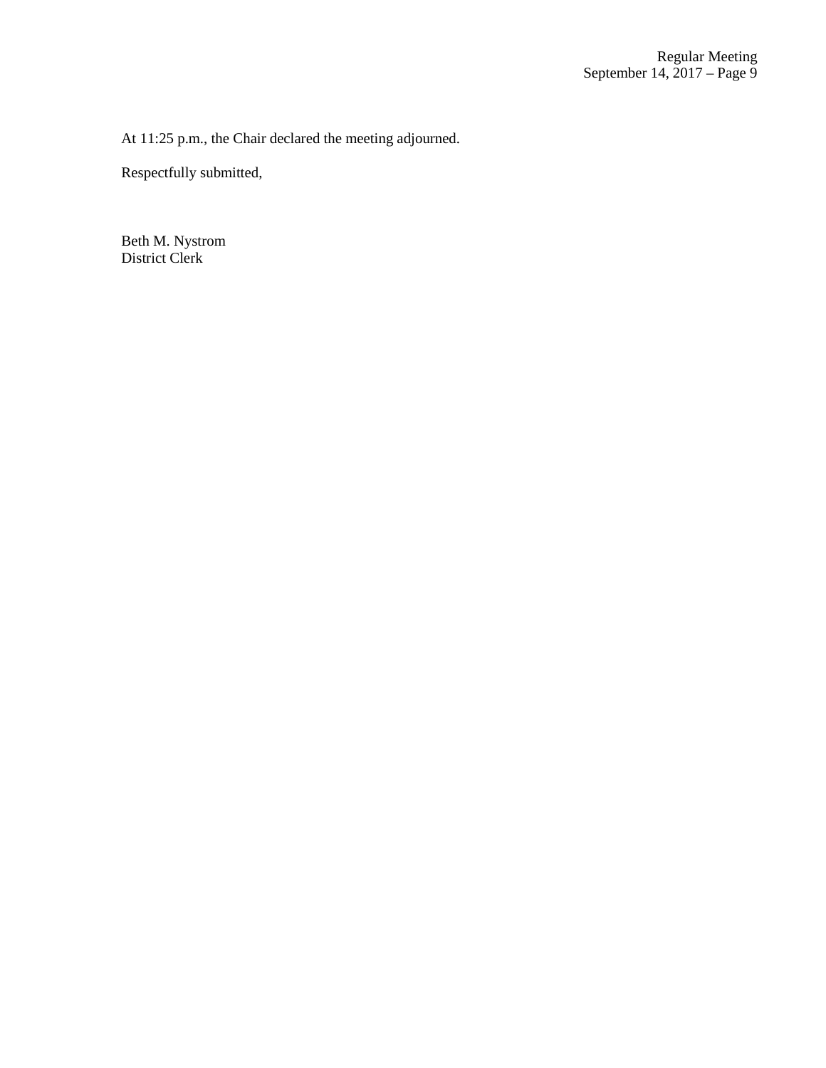At 11:25 p.m., the Chair declared the meeting adjourned.

Respectfully submitted,

Beth M. Nystrom
District Clerk